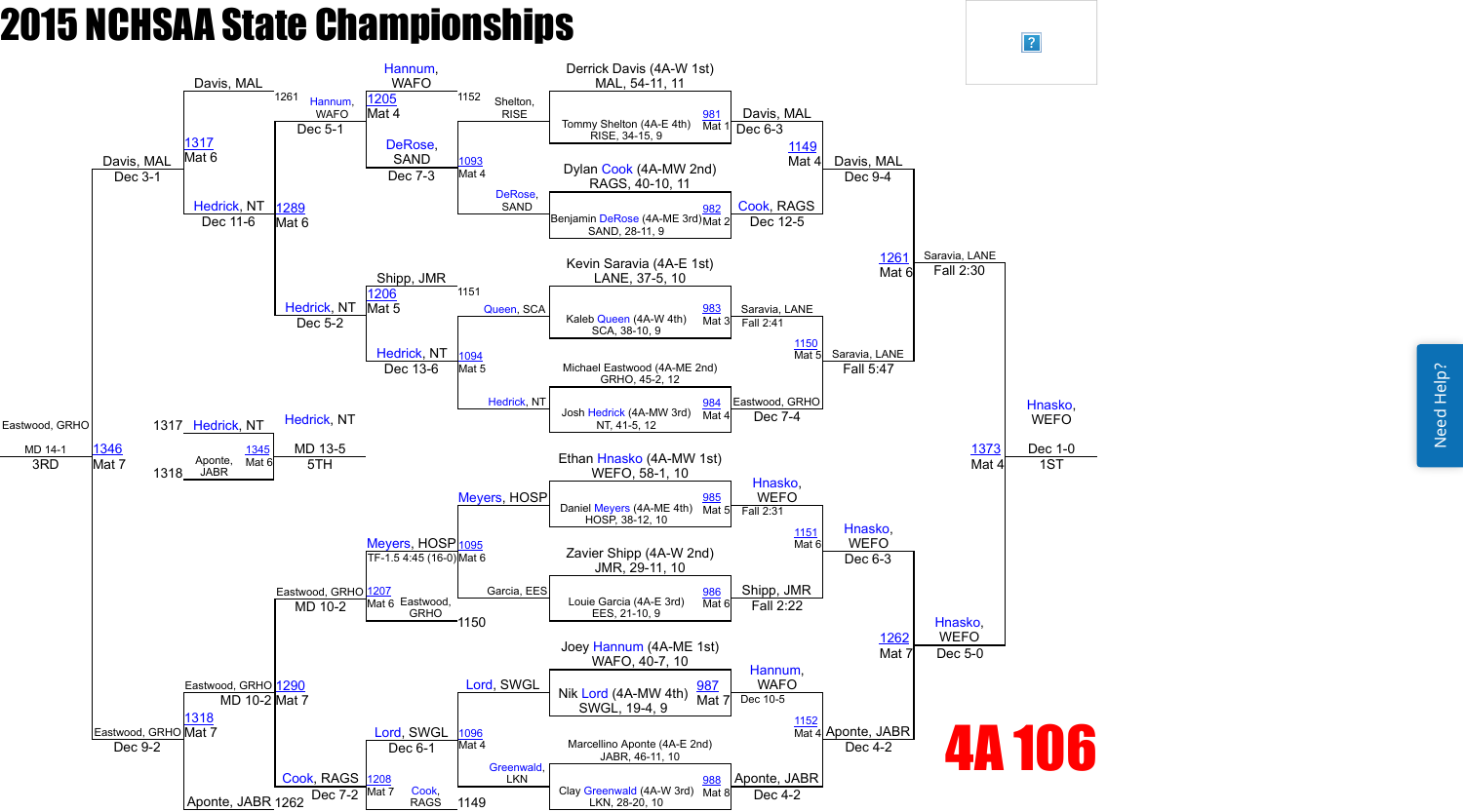# 2015 NCHSAA State Championships

## 4A 106

### Championship Bracket – First Round

| Bout | Mat | Wrestler 1 | Wrestler 2 | Winner | Result |
|---|---|---|---|---|---|
| 981 | Mat 1 | Derrick Davis (4A-W 1st) MAL, 54-11, 11 | Tommy Shelton (4A-E 4th) RISE, 34-15, 9 | Davis, MAL | Dec 6-3 |
| 982 | Mat 2 | Dylan Cook (4A-MW 2nd) RAGS, 40-10, 11 | Benjamin DeRose (4A-ME 3rd) SAND, 28-11, 9 | Cook, RAGS | Dec 12-5 |
| 983 | Mat 3 | Kevin Saravia (4A-E 1st) LANE, 37-5, 10 | Kaleb Queen (4A-W 4th) SCA, 38-10, 9 | Saravia, LANE | Fall 2:41 |
| 984 | Mat 4 | Michael Eastwood (4A-ME 2nd) GRHO, 45-2, 12 | Josh Hedrick (4A-MW 3rd) NT, 41-5, 12 | Eastwood, GRHO | Dec 7-4 |
| 985 | Mat 5 | Ethan Hnasko (4A-MW 1st) WEFO, 58-1, 10 | Daniel Meyers (4A-ME 4th) HOSP, 38-12, 10 | Hnasko, WEFO | Fall 2:31 |
| 986 | Mat 6 | Zavier Shipp (4A-W 2nd) JMR, 29-11, 10 | Louie Garcia (4A-E 3rd) EES, 21-10, 9 | Shipp, JMR | Fall 2:22 |
| 987 | Mat 7 | Joey Hannum (4A-ME 1st) WAFO, 40-7, 10 | Nik Lord (4A-MW 4th) SWGL, 19-4, 9 | Hannum, WAFO | Dec 10-5 |
| 988 | Mat 8 | Marcellino Aponte (4A-E 2nd) JABR, 46-11, 10 | Clay Greenwald (4A-W 3rd) LKN, 28-20, 10 | Aponte, JABR | Dec 4-2 |

### Championship Semifinals

| Bout | Mat | Wrestler 1 | Wrestler 2 | Winner | Result |
|---|---|---|---|---|---|
| 1149 | Mat 4 | Davis, MAL | Cook, RAGS | Davis, MAL | Dec 9-4 |
| 1150 | Mat 5 | Saravia, LANE | Eastwood, GRHO | Saravia, LANE | Fall 5:47 |
| 1151 | Mat 6 | Hnasko, WEFO | Shipp, JMR | Hnasko, WEFO | Dec 6-3 |
| 1152 | Mat 4 | Hannum, WAFO | Aponte, JABR | Aponte, JABR | Dec 4-2 |

### Championship Quarterfinals / Advancement

| Bout | Mat | Wrestler 1 | Wrestler 2 | Winner | Result |
|---|---|---|---|---|---|
| 1261 | Mat 6 | Davis, MAL | Saravia, LANE | Saravia, LANE | Fall 2:30 |
| 1262 | Mat 7 | Hnasko, WEFO | Aponte, JABR | Hnasko, WEFO | Dec 5-0 |

### Championship Final

| Bout | Mat | Wrestler 1 | Wrestler 2 | Winner | Result |
|---|---|---|---|---|---|
| 1373 | Mat 4 | Saravia, LANE | Hnasko, WEFO | Hnasko, WEFO | Dec 1-0 — 1ST |

### Consolation Bracket

| Bout | Mat | Wrestler 1 | Wrestler 2 | Winner | Result |
|---|---|---|---|---|---|
| 1093 | Mat 4 | Shelton, RISE | DeRose, SAND | DeRose, SAND | Dec 7-3 |
| 1094 | Mat 5 | Queen, SCA | Hedrick, NT | Hedrick, NT | Dec 13-6 |
| 1095 | Mat 6 | Meyers, HOSP | Garcia, EES | Meyers, HOSP | TF-1.5 4:45 (16-0) |
| 1096 | Mat 4 | Lord, SWGL | Greenwald, LKN | Lord, SWGL | Dec 6-1 |
| 1205 | Mat 4 | Hannum, WAFO (1152) | DeRose, SAND | Hannum, WAFO | Dec 5-1 |
| 1206 | Mat 5 | Shipp, JMR (1151) | Hedrick, NT | Hedrick, NT | Dec 5-2 |
| 1207 | Mat 6 | Meyers, HOSP | Eastwood, GRHO (1150) | Eastwood, GRHO | MD 10-2 |
| 1208 | Mat 7 | Lord, SWGL | Cook, RAGS (1149) | Cook, RAGS | Dec 7-2 |
| 1289 | Mat 6 | Hannum, WAFO | Hedrick, NT | Hedrick, NT | Dec 11-6 |
| 1290 | Mat 7 | Eastwood, GRHO | Cook, RAGS | Eastwood, GRHO | MD 10-2 |
| 1317 | Mat 6 | Davis, MAL (1261) | Hedrick, NT | Davis, MAL | Dec 3-1 |
| 1318 | Mat 7 | Eastwood, GRHO | Aponte, JABR (1262) | Eastwood, GRHO | Dec 9-2 |

### 3rd Place

| Bout | Mat | Wrestler 1 | Wrestler 2 | Winner | Result |
|---|---|---|---|---|---|
| 1346 | Mat 7 | Davis, MAL | Eastwood, GRHO | Eastwood, GRHO | MD 14-1 — 3RD |

### 5th Place

| Bout | Mat | Wrestler 1 | Wrestler 2 | Winner | Result |
|---|---|---|---|---|---|
| 1345 | Mat 6 | Hedrick, NT (1317) | Aponte, JABR (1318) | Hedrick, NT | MD 13-5 — 5TH |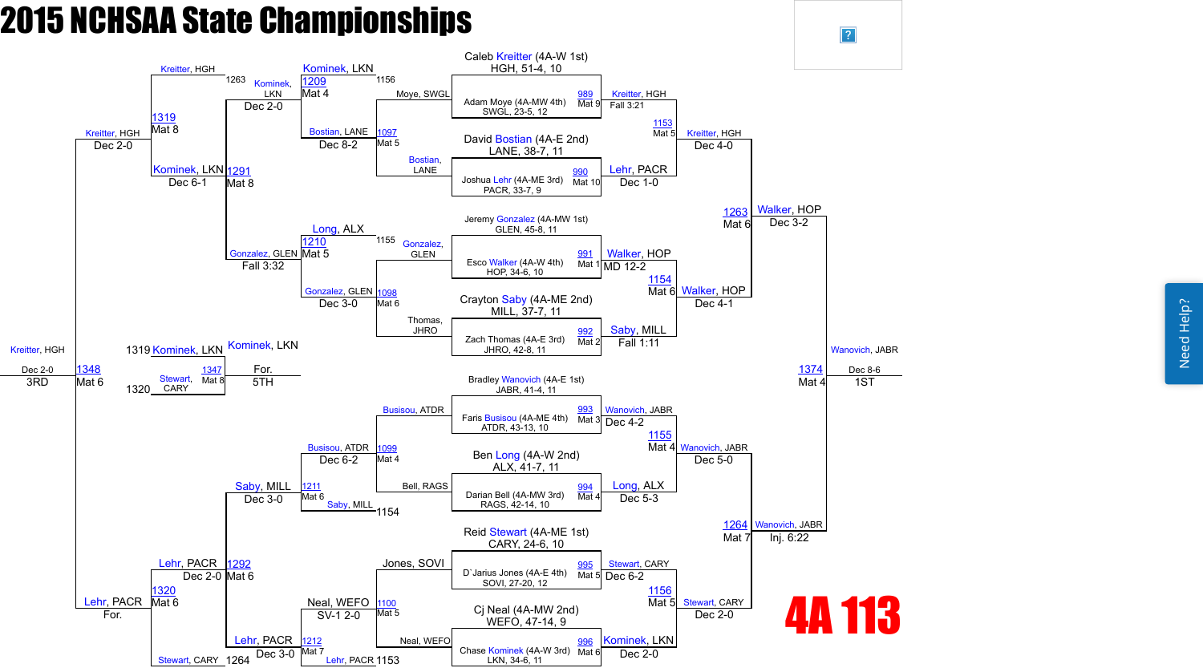# 2015 NCHSAA State Championships

## 4A 113

### Championship Bracket

**First Round**

| Bout | Mat | Wrestler 1 | Wrestler 2 | Winner | Result |
|---|---|---|---|---|---|
| 989 | Mat 9 | Caleb Kreitter (4A-W 1st) HGH, 51-4, 10 | Adam Moye (4A-MW 4th) SWGL, 23-5, 12 | Kreitter, HGH | Fall 3:21 |
| 990 | Mat 10 | David Bostian (4A-E 2nd) LANE, 38-7, 11 | Joshua Lehr (4A-ME 3rd) PACR, 33-7, 9 | Lehr, PACR | Dec 1-0 |
| 991 | Mat 1 | Jeremy Gonzalez (4A-MW 1st) GLEN, 45-8, 11 | Esco Walker (4A-W 4th) HOP, 34-6, 10 | Walker, HOP | MD 12-2 |
| 992 | Mat 2 | Crayton Saby (4A-ME 2nd) MILL, 37-7, 11 | Zach Thomas (4A-E 3rd) JHRO, 42-8, 11 | Saby, MILL | Fall 1:11 |
| 993 | Mat 3 | Bradley Wanovich (4A-E 1st) JABR, 41-4, 11 | Faris Busisou (4A-ME 4th) ATDR, 43-13, 10 | Wanovich, JABR | Dec 4-2 |
| 994 | Mat 4 | Ben Long (4A-W 2nd) ALX, 41-7, 11 | Darian Bell (4A-MW 3rd) RAGS, 42-14, 10 | Long, ALX | Dec 5-3 |
| 995 | Mat 5 | Reid Stewart (4A-ME 1st) CARY, 24-6, 10 | D`Jarius Jones (4A-E 4th) SOVI, 27-20, 12 | Stewart, CARY | Dec 6-2 |
| 996 | Mat 6 | Cj Neal (4A-MW 2nd) WEFO, 47-14, 9 | Chase Kominek (4A-W 3rd) LKN, 34-6, 11 | Kominek, LKN | Dec 2-0 |

**Quarterfinals**

| Bout | Mat | Winner | Result |
|---|---|---|---|
| 1153 | Mat 5 | Kreitter, HGH | Dec 4-0 |
| 1154 | Mat 6 | Walker, HOP | Dec 4-1 |
| 1155 | Mat 4 | Wanovich, JABR | Dec 5-0 |
| 1156 | Mat 5 | Stewart, CARY | Dec 2-0 |

**Semifinals**

| Bout | Mat | Winner | Result |
|---|---|---|---|
| 1263 | Mat 6 | Walker, HOP | Dec 3-2 |
| 1264 | Mat 7 | Wanovich, JABR | Inj. 6:22 |

**Final**

| Bout | Mat | Winner | Result | Place |
|---|---|---|---|---|
| 1374 | Mat 4 | Wanovich, JABR | Dec 8-6 | 1ST |

### Consolation Bracket

| Bout | Mat | Wrestlers | Winner | Result |
|---|---|---|---|---|
| 1097 | Mat 5 | Moye, SWGL vs Bostian, LANE | Bostian, LANE | Dec 8-2 |
| 1098 | Mat 6 | Gonzalez, GLEN vs Thomas, JHRO | Gonzalez, GLEN | Dec 3-0 |
| 1099 | Mat 4 | Busisou, ATDR vs Bell, RAGS | Busisou, ATDR | Dec 6-2 |
| 1100 | Mat 5 | Jones, SOVI vs Neal, WEFO | Neal, WEFO | SV-1 2-0 |
| 1209 | Mat 4 | Kominek, LKN (1156) vs Bostian, LANE | Kominek, LKN | Dec 2-0 |
| 1210 | Mat 5 | Long, ALX (1155) vs Gonzalez, GLEN | Gonzalez, GLEN | Fall 3:32 |
| 1211 | Mat 6 | Saby, MILL (1154) vs Busisou, ATDR | Saby, MILL | Dec 3-0 |
| 1212 | Mat 7 | Lehr, PACR (1153) vs Neal, WEFO | Lehr, PACR | Dec 3-0 |
| 1291 | Mat 8 | Kominek, LKN vs Gonzalez, GLEN | Kominek, LKN | Dec 6-1 |
| 1292 | Mat 6 | Saby, MILL vs Lehr, PACR | Lehr, PACR | Dec 2-0 |
| 1319 | Mat 8 | Kreitter, HGH (1263) vs Kominek, LKN | Kreitter, HGH | Dec 2-0 |
| 1320 | Mat 6 | Lehr, PACR vs Stewart, CARY (1264) | Lehr, PACR | For. |
| 1348 | Mat 6 | Kreitter, HGH vs Lehr, PACR | Kreitter, HGH | Dec 2-0 (3RD) |
| 1347 | Mat 8 | Kominek, LKN (1319) vs Stewart, CARY (1320) | Kominek, LKN | For. (5TH) |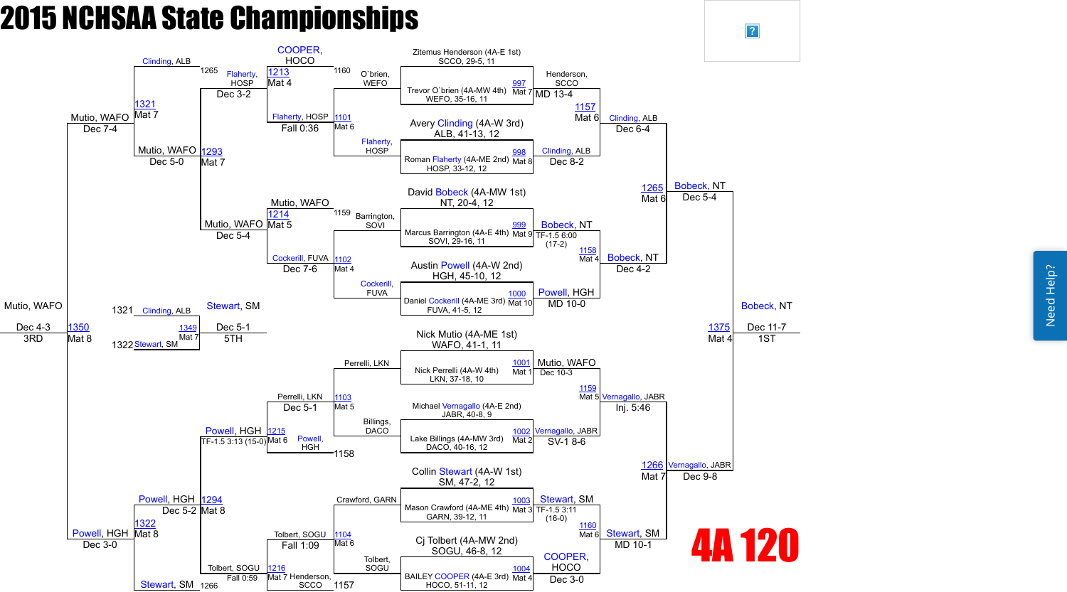# 2015 NCHSAA State Championships

## 4A 120

### Championship Bracket – First Round

| Bout | Mat | Wrestler | Wrestler | Winner | Result |
|---|---|---|---|---|---|
| 997 | Mat 7 | Zitemus Henderson (4A-E 1st) SCCO, 29-5, 11 | Trevor O`brien (4A-MW 4th) WEFO, 35-16, 11 | Henderson, SCCO | MD 13-4 |
| 998 | Mat 8 | Avery Clinding (4A-W 3rd) ALB, 41-13, 12 | Roman Flaherty (4A-ME 2nd) HOSP, 33-12, 12 | Clinding, ALB | Dec 8-2 |
| 999 | Mat 9 | David Bobeck (4A-MW 1st) NT, 20-4, 12 | Marcus Barrington (4A-E 4th) SOVI, 29-16, 11 | Bobeck, NT | TF-1.5 6:00 (17-2) |
| 1000 | Mat 10 | Austin Powell (4A-W 2nd) HGH, 45-10, 12 | Daniel Cockerill (4A-ME 3rd) FUVA, 41-5, 12 | Powell, HGH | MD 10-0 |
| 1001 | Mat 1 | Nick Mutio (4A-ME 1st) WAFO, 41-1, 11 | Nick Perrelli (4A-W 4th) LKN, 37-18, 10 | Mutio, WAFO | Dec 10-3 |
| 1002 | Mat 2 | Michael Vernagallo (4A-E 2nd) JABR, 40-8, 9 | Lake Billings (4A-MW 3rd) DACO, 40-16, 12 | Vernagallo, JABR | SV-1 8-6 |
| 1003 | Mat 3 | Collin Stewart (4A-W 1st) SM, 47-2, 12 | Mason Crawford (4A-ME 4th) GARN, 39-12, 11 | Stewart, SM | TF-1.5 3:11 (16-0) |
| 1004 | Mat 4 | Cj Tolbert (4A-MW 2nd) SOGU, 46-8, 12 | BAILEY COOPER (4A-E 3rd) HOCO, 51-11, 12 | COOPER, HOCO | Dec 3-0 |

### Championship Bracket – Semifinals

| Bout | Mat | Winner | Result |
|---|---|---|---|
| 1157 | Mat 6 | Clinding, ALB (over Henderson, SCCO) | Dec 6-4 |
| 1158 | Mat 4 | Bobeck, NT (over Powell, HGH) | Dec 4-2 |
| 1159 | Mat 5 | Vernagallo, JABR (over Mutio, WAFO) | Inj. 5:46 |
| 1160 | Mat 6 | Stewart, SM (over COOPER, HOCO) | MD 10-1 |

### Championship Bracket – Finals Path

| Bout | Mat | Winner | Result |
|---|---|---|---|
| 1265 | Mat 6 | Bobeck, NT (over Clinding, ALB) | Dec 5-4 |
| 1266 | Mat 7 | Vernagallo, JABR (over Stewart, SM) | Dec 9-8 |
| 1375 | Mat 4 | Bobeck, NT | Dec 11-7 — 1ST |

### Consolation Bracket

| Bout | Mat | Wrestlers | Winner | Result |
|---|---|---|---|---|
| 1101 | Mat 6 | O`brien, WEFO vs Flaherty, HOSP | Flaherty, HOSP | Fall 0:36 |
| 1102 | Mat 4 | Barrington, SOVI vs Cockerill, FUVA | Cockerill, FUVA | Dec 7-6 |
| 1103 | Mat 5 | Perrelli, LKN vs Billings, DACO | Perrelli, LKN | Dec 5-1 |
| 1104 | Mat 6 | Crawford, GARN vs Tolbert, SOGU | Tolbert, SOGU | Fall 1:09 |
| 1213 | Mat 4 | Flaherty, HOSP vs COOPER, HOCO (1160) | COOPER, HOCO | — |
| 1214 | Mat 5 | Cockerill, FUVA vs Mutio, WAFO (1159) | Mutio, WAFO | Dec 7-6 |
| 1215 | Mat 6 | Perrelli, LKN vs Powell, HGH (1158) | Powell, HGH | Dec 5-1 |
| 1216 | Mat 7 | Tolbert, SOGU vs Henderson, SCCO (1157) | Tolbert, SOGU | Fall 1:09 |
| 1293 | Mat 7 | Flaherty, HOSP vs Mutio, WAFO | Mutio, WAFO | Dec 5-4 |
| 1294 | Mat 8 | Powell, HGH vs Tolbert, SOGU | Powell, HGH | TF-1.5 3:13 (15-0) |
| 1321 | Mat 7 | Clinding, ALB (1265) vs Mutio, WAFO | Mutio, WAFO | Dec 5-0 |
| 1322 | Mat 8 | Powell, HGH vs Stewart, SM (1266) | Powell, HGH | Dec 5-2 / Fall 0:59 |
| 1350 | Mat 8 | Mutio, WAFO vs Powell, HGH | Mutio, WAFO | Dec 7-4 / Dec 3-0 |
| 1349 | Mat 7 | Clinding, ALB (1321) vs Stewart, SM (1322) | Stewart, SM | Dec 5-1 — 5TH |

**3RD:** Mutio, WAFO — Dec 4-3

**5TH:** Stewart, SM — Dec 5-1

**1ST:** Bobeck, NT — Dec 11-7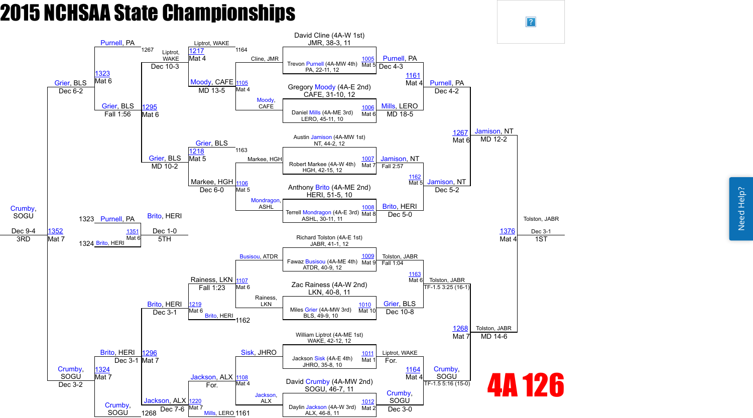# 2015 NCHSAA State Championships

## 4A 126

### Championship Bracket

**First Round**

| Bout | Mat | Wrestler 1 | Wrestler 2 | Winner | Result |
|---|---|---|---|---|---|
| 1005 | Mat 5 | David Cline (4A-W 1st), JMR, 38-3, 11 | Trevon Purnell (4A-MW 4th), PA, 22-11, 12 | Purnell, PA | Dec 4-3 |
| 1006 | Mat 6 | Gregory Moody (4A-E 2nd), CAFE, 31-10, 12 | Daniel Mills (4A-ME 3rd), LERO, 45-11, 10 | Mills, LERO | MD 18-5 |
| 1007 | Mat 7 | Austin Jamison (4A-MW 1st), NT, 44-2, 12 | Robert Markee (4A-W 4th), HGH, 42-15, 12 | Jamison, NT | Fall 2:57 |
| 1008 | Mat 8 | Anthony Brito (4A-ME 2nd), HERI, 51-5, 10 | Terrell Mondragon (4A-E 3rd), ASHL, 30-11, 11 | Brito, HERI | Dec 5-0 |
| 1009 | Mat 9 | Richard Tolston (4A-E 1st), JABR, 41-1, 12 | Fawaz Busisou (4A-ME 4th), ATDR, 40-9, 12 | Tolston, JABR | Fall 1:04 |
| 1010 | Mat 10 | Zac Rainess (4A-W 2nd), LKN, 40-8, 11 | Miles Grier (4A-MW 3rd), BLS, 49-9, 10 | Grier, BLS | Dec 10-8 |
| 1011 | Mat 1 | William Liptrot (4A-ME 1st), WAKE, 42-12, 12 | Jackson Sisk (4A-E 4th), JHRO, 35-8, 10 | Liptrot, WAKE | For. |
| 1012 | Mat 2 | David Crumby (4A-MW 2nd), SOGU, 46-7, 11 | Daylin Jackson (4A-W 3rd), ALX, 46-8, 11 | Crumby, SOGU | Dec 3-0 |

**Quarterfinals**

| Bout | Mat | Wrestler 1 | Wrestler 2 | Winner | Result |
|---|---|---|---|---|---|
| 1161 | Mat 4 | Purnell, PA | Mills, LERO | Purnell, PA | Dec 4-2 |
| 1162 | Mat 5 | Jamison, NT | Brito, HERI | Jamison, NT | Dec 5-2 |
| 1163 | Mat 6 | Tolston, JABR | Grier, BLS | Tolston, JABR | TF-1.5 3:25 (16-1) |
| 1164 | Mat 4 | Liptrot, WAKE | Crumby, SOGU | Crumby, SOGU | TF-1.5 5:16 (15-0) |

**Semifinals**

| Bout | Mat | Wrestler 1 | Wrestler 2 | Winner | Result |
|---|---|---|---|---|---|
| 1267 | Mat 6 | Purnell, PA | Jamison, NT | Jamison, NT | MD 12-2 |
| 1268 | Mat 7 | Tolston, JABR | Crumby, SOGU | Tolston, JABR | MD 14-6 |

**Final (1st Place)**

| Bout | Mat | Wrestler 1 | Wrestler 2 | Winner | Result |
|---|---|---|---|---|---|
| 1376 | Mat 4 | Jamison, NT | Tolston, JABR | Tolston, JABR | Dec 3-1 — 1ST |

### Consolation Bracket

**Consolation First Round**

| Bout | Mat | Wrestler 1 | Wrestler 2 | Winner | Result |
|---|---|---|---|---|---|
| 1105 | Mat 4 | Cline, JMR | Moody, CAFE | Moody, CAFE | MD 13-5 |
| 1106 | Mat 5 | Markee, HGH | Mondragon, ASHL | Markee, HGH | Dec 6-0 |
| 1107 | Mat 6 | Busisou, ATDR | Rainess, LKN | Rainess, LKN | Fall 1:23 |
| 1108 | Mat 4 | Sisk, JHRO | Jackson, ALX | Jackson, ALX | For. |

**Consolation Second Round**

| Bout | Mat | Wrestler 1 | Wrestler 2 | Winner | Result |
|---|---|---|---|---|---|
| 1217 | Mat 4 | Liptrot, WAKE (L 1164) | Moody, CAFE | Liptrot, WAKE | Dec 10-3 |
| 1218 | Mat 5 | Grier, BLS (L 1163) | Markee, HGH | Grier, BLS | MD 10-2 |
| 1219 | Mat 6 | Rainess, LKN | Brito, HERI (L 1162) | Brito, HERI | Dec 3-1 |
| 1220 | Mat 7 | Jackson, ALX | Mills, LERO (L 1161) | Jackson, ALX | Dec 7-6 |

**Consolation Quarterfinals**

| Bout | Mat | Wrestler 1 | Wrestler 2 | Winner | Result |
|---|---|---|---|---|---|
| 1295 | Mat 6 | Liptrot, WAKE | Grier, BLS | Grier, BLS | MD 10-2 |
| 1296 | Mat 7 | Brito, HERI | Jackson, ALX | Brito, HERI | Dec 3-1 |

**Consolation Semifinals**

| Bout | Mat | Wrestler 1 | Wrestler 2 | Winner | Result |
|---|---|---|---|---|---|
| 1323 | Mat 6 | Purnell, PA (L 1267) | Grier, BLS | Grier, BLS | Fall 1:56 |
| 1324 | Mat 7 | Brito, HERI | Crumby, SOGU (L 1268) | Crumby, SOGU | Dec 3-2 |

**3rd Place**

| Bout | Mat | Wrestler 1 | Wrestler 2 | Winner | Result |
|---|---|---|---|---|---|
| 1352 | Mat 7 | Grier, BLS | Crumby, SOGU | Crumby, SOGU | Dec 9-4 — 3RD |

**5th Place**

| Bout | Mat | Wrestler 1 | Wrestler 2 | Winner | Result |
|---|---|---|---|---|---|
| 1351 | Mat 6 | Purnell, PA (L 1323) | Brito, HERI (L 1324) | Brito, HERI | Dec 1-0 — 5TH |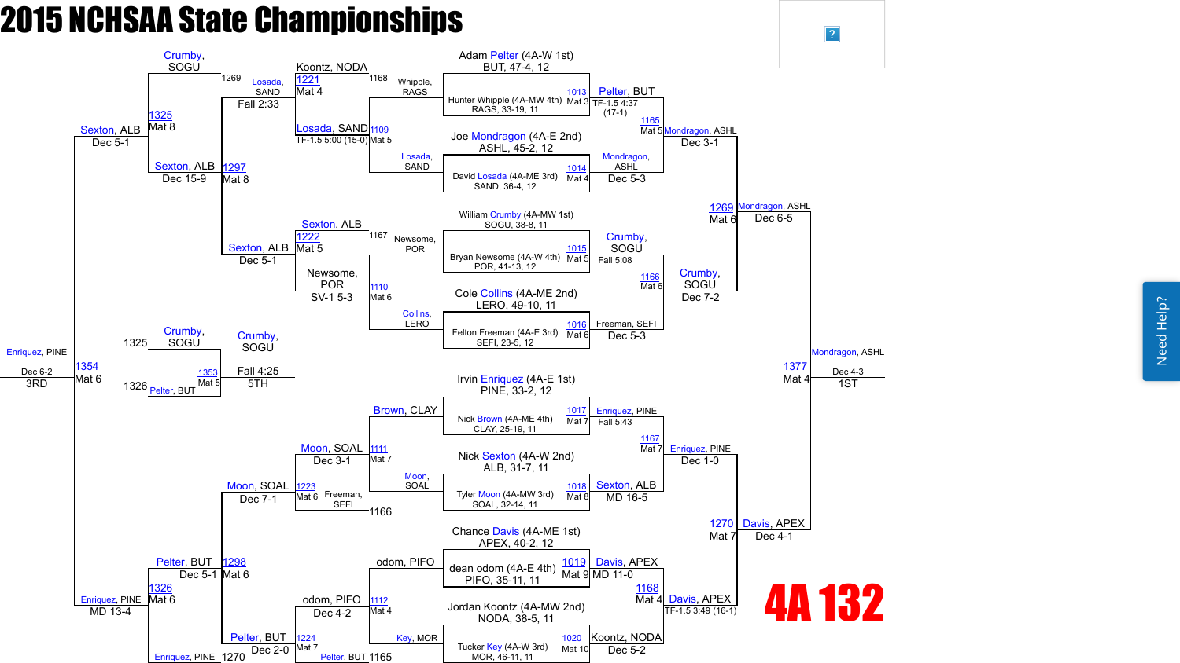# 2015 NCHSAA State Championships

## 4A 132

### Championship Bracket

**First Round**

| Bout | Mat | Wrestler 1 | Wrestler 2 | Winner | Result |
|---|---|---|---|---|---|
| 1013 | Mat 3 | Adam Pelter (4A-W 1st) BUT, 47-4, 12 | Hunter Whipple (4A-MW 4th) RAGS, 33-19, 11 | Pelter, BUT | TF-1.5 4:37 (17-1) |
| 1014 | Mat 4 | Joe Mondragon (4A-E 2nd) ASHL, 45-2, 12 | David Losada (4A-ME 3rd) SAND, 36-4, 12 | Mondragon, ASHL | Dec 5-3 |
| 1015 | Mat 5 | William Crumby (4A-MW 1st) SOGU, 38-8, 11 | Bryan Newsome (4A-W 4th) POR, 41-13, 12 | Crumby, SOGU | Fall 5:08 |
| 1016 | Mat 6 | Cole Collins (4A-ME 2nd) LERO, 49-10, 11 | Felton Freeman (4A-E 3rd) SEFI, 23-5, 12 | Freeman, SEFI | Dec 5-3 |
| 1017 | Mat 7 | Irvin Enriquez (4A-E 1st) PINE, 33-2, 12 | Nick Brown (4A-ME 4th) CLAY, 25-19, 11 | Enriquez, PINE | Fall 5:43 |
| 1018 | Mat 8 | Nick Sexton (4A-W 2nd) ALB, 31-7, 11 | Tyler Moon (4A-MW 3rd) SOAL, 32-14, 11 | Sexton, ALB | MD 16-5 |
| 1019 | Mat 9 | Chance Davis (4A-ME 1st) APEX, 40-2, 12 | dean odom (4A-E 4th) PIFO, 35-11, 11 | Davis, APEX | MD 11-0 |
| 1020 | Mat 10 | Jordan Koontz (4A-MW 2nd) NODA, 38-5, 11 | Tucker Key (4A-W 3rd) MOR, 46-11, 11 | Koontz, NODA | Dec 5-2 |

**Quarterfinals**

| Bout | Mat | Wrestler 1 | Wrestler 2 | Winner | Result |
|---|---|---|---|---|---|
| 1165 | Mat 5 | Pelter, BUT | Mondragon, ASHL | Mondragon, ASHL | Dec 3-1 |
| 1166 | Mat 6 | Crumby, SOGU | Freeman, SEFI | Crumby, SOGU | Dec 7-2 |
| 1167 | Mat 7 | Enriquez, PINE | Sexton, ALB | Enriquez, PINE | Dec 1-0 |
| 1168 | Mat 4 | Davis, APEX | Koontz, NODA | Davis, APEX | TF-1.5 3:49 (16-1) |

**Semifinals**

| Bout | Mat | Wrestler 1 | Wrestler 2 | Winner | Result |
|---|---|---|---|---|---|
| 1269 | Mat 6 | Mondragon, ASHL | Crumby, SOGU | Mondragon, ASHL | Dec 6-5 |
| 1270 | Mat 7 | Enriquez, PINE | Davis, APEX | Davis, APEX | Dec 4-1 |

**Final (1st Place)**

| Bout | Mat | Wrestler 1 | Wrestler 2 | Winner | Result |
|---|---|---|---|---|---|
| 1377 | Mat 4 | Mondragon, ASHL | Davis, APEX | Mondragon, ASHL | Dec 4-3 — 1ST |

### Consolation Bracket

**Consolation First Round**

| Bout | Mat | Wrestler 1 | Wrestler 2 | Winner | Result |
|---|---|---|---|---|---|
| 1109 | Mat 5 | Whipple, RAGS | Losada, SAND | Losada, SAND | TF-1.5 5:00 (15-0) |
| 1110 | Mat 6 | Newsome, POR | Collins, LERO | Newsome, POR | SV-1 5-3 |
| 1111 | Mat 7 | Brown, CLAY | Moon, SOAL | Moon, SOAL | Dec 3-1 |
| 1112 | Mat 4 | odom, PIFO | Key, MOR | odom, PIFO | Dec 4-2 |

**Consolation Second Round**

| Bout | Mat | Wrestler 1 | Wrestler 2 | Winner | Result |
|---|---|---|---|---|---|
| 1221 | Mat 4 | Koontz, NODA (1168) | Losada, SAND | Losada, SAND | Fall 2:33 |
| 1222 | Mat 5 | Sexton, ALB (1167) | Newsome, POR | Sexton, ALB | Dec 5-1 |
| 1223 | Mat 6 | Moon, SOAL | Freeman, SEFI (1166) | Moon, SOAL | Dec 7-1 |
| 1224 | Mat 7 | odom, PIFO | Pelter, BUT (1165) | Pelter, BUT | Dec 2-0 |

**Consolation Quarterfinals**

| Bout | Mat | Wrestler 1 | Wrestler 2 | Winner | Result |
|---|---|---|---|---|---|
| 1297 | Mat 8 | Losada, SAND | Sexton, ALB | Sexton, ALB | Dec 5-1 |
| 1298 | Mat 6 | Moon, SOAL | Pelter, BUT | Pelter, BUT | Dec 5-1 |

**Consolation Semifinals**

| Bout | Mat | Wrestler 1 | Wrestler 2 | Winner | Result |
|---|---|---|---|---|---|
| 1325 | Mat 8 | Crumby, SOGU (1269) | Sexton, ALB | Sexton, ALB | Dec 15-9 |
| 1326 | Mat 6 | Pelter, BUT | Enriquez, PINE (1270) | Enriquez, PINE | MD 13-4 |

**3rd Place**

| Bout | Mat | Wrestler 1 | Wrestler 2 | Winner | Result |
|---|---|---|---|---|---|
| 1354 | Mat 6 | Sexton, ALB | Enriquez, PINE | Enriquez, PINE | Dec 6-2 — 3RD |

**5th Place**

| Bout | Mat | Wrestler 1 | Wrestler 2 | Winner | Result |
|---|---|---|---|---|---|
| 1353 | Mat 5 | Crumby, SOGU (1325) | Pelter, BUT (1326) | Crumby, SOGU | Fall 4:25 — 5TH |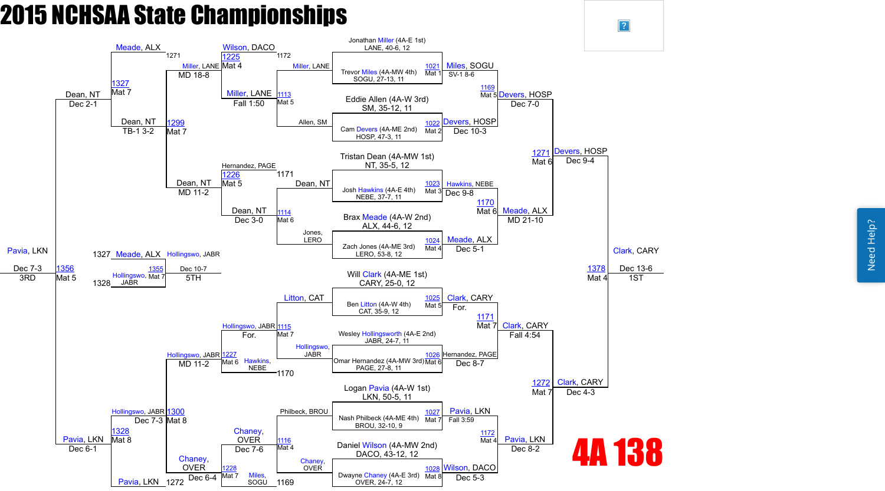# 2015 NCHSAA State Championships

## 4A 138

### Championship Bracket

**First Round**

| Bout | Mat | Wrestler 1 | Wrestler 2 | Winner | Result |
|---|---|---|---|---|---|
| 1021 | Mat 1 | Jonathan Miller (4A-E 1st) LANE, 40-6, 12 | Trevor Miles (4A-MW 4th) SOGU, 27-13, 11 | Miles, SOGU | SV-1 8-6 |
| 1022 | Mat 2 | Eddie Allen (4A-W 3rd) SM, 35-12, 11 | Cam Devers (4A-ME 2nd) HOSP, 47-3, 11 | Devers, HOSP | Dec 10-3 |
| 1023 | Mat 3 | Tristan Dean (4A-MW 1st) NT, 35-5, 12 | Josh Hawkins (4A-E 4th) NEBE, 37-7, 11 | Hawkins, NEBE | Dec 9-8 |
| 1024 | Mat 4 | Brax Meade (4A-W 2nd) ALX, 44-6, 12 | Zach Jones (4A-ME 3rd) LERO, 53-8, 12 | Meade, ALX | Dec 5-1 |
| 1025 | Mat 5 | Will Clark (4A-ME 1st) CARY, 25-0, 12 | Ben Litton (4A-W 4th) CAT, 35-9, 12 | Clark, CARY | For. |
| 1026 | Mat 6 | Wesley Hollingsworth (4A-E 2nd) JABR, 24-7, 11 | Omar Hernandez (4A-MW 3rd) PAGE, 27-8, 11 | Hernandez, PAGE | Dec 8-7 |
| 1027 | Mat 7 | Logan Pavia (4A-W 1st) LKN, 50-5, 11 | Nash Philbeck (4A-ME 4th) BROU, 32-10, 9 | Pavia, LKN | Fall 3:59 |
| 1028 | Mat 8 | Daniel Wilson (4A-MW 2nd) DACO, 43-12, 12 | Dwayne Chaney (4A-E 3rd) OVER, 24-7, 12 | Wilson, DACO | Dec 5-3 |

**Quarterfinals**

| Bout | Mat | Winner | Result |
|---|---|---|---|
| 1169 | Mat 5 | Devers, HOSP | Dec 7-0 |
| 1170 | Mat 6 | Meade, ALX | MD 21-10 |
| 1171 | Mat 7 | Clark, CARY | Fall 4:54 |
| 1172 | Mat 4 | Pavia, LKN | Dec 8-2 |

**Semifinals**

| Bout | Mat | Winner | Result |
|---|---|---|---|
| 1271 | Mat 6 | Devers, HOSP | Dec 9-4 |
| 1272 | Mat 7 | Clark, CARY | Dec 4-3 |

**Final**

| Bout | Mat | Winner | Result | Place |
|---|---|---|---|---|
| 1378 | Mat 4 | Clark, CARY | Dec 13-6 | 1ST |

### Consolation Bracket

**Consolation First Round**

| Bout | Mat | Wrestlers | Winner | Result |
|---|---|---|---|---|
| 1113 | Mat 5 | Miller, LANE vs. Allen, SM | Miller, LANE | Fall 1:50 |
| 1114 | Mat 6 | Dean, NT vs. Jones, LERO | Dean, NT | Dec 3-0 |
| 1115 | Mat 7 | Litton, CAT vs. Hollingswo, JABR | Hollingswo, JABR | For. |
| 1116 | Mat 4 | Philbeck, BROU vs. Chaney, OVER | Chaney, OVER | Dec 7-6 |

**Consolation Second Round**

| Bout | Mat | Wrestlers | Winner | Result |
|---|---|---|---|---|
| 1225 | Mat 4 | Wilson, DACO vs. Miller, LANE | Miller, LANE | MD 18-8 |
| 1226 | Mat 5 | Hernandez, PAGE vs. Dean, NT | Dean, NT | MD 11-2 |
| 1227 | Mat 6 | Hollingswo, JABR vs. Hawkins, NEBE | Hollingswo, JABR | MD 11-2 |
| 1228 | Mat 7 | Chaney, OVER vs. Miles, SOGU | Chaney, OVER | Dec 6-4 |

**Consolation Quarterfinals**

| Bout | Mat | Wrestlers | Winner | Result |
|---|---|---|---|---|
| 1299 | Mat 7 | Miller, LANE vs. Dean, NT | Dean, NT | TB-1 3-2 |
| 1300 | Mat 8 | Hollingswo, JABR vs. Chaney, OVER | Hollingswo, JABR | Dec 7-3 |

**Consolation Semifinals**

| Bout | Mat | Wrestlers | Winner | Result |
|---|---|---|---|---|
| 1327 | Mat 7 | Meade, ALX vs. Dean, NT | Dean, NT | Dec 2-1 |
| 1328 | Mat 8 | Hollingswo, JABR vs. Pavia, LKN | Pavia, LKN | Dec 6-1 |

**Placement Bouts**

| Bout | Mat | Wrestlers | Winner | Result | Place |
|---|---|---|---|---|---|
| 1356 | Mat 5 | Dean, NT vs. Pavia, LKN | Pavia, LKN | Dec 7-3 | 3RD |
| 1355 | Mat 7 | Meade, ALX vs. Hollingswo, JABR | Hollingswo, JABR | Dec 10-7 | 5TH |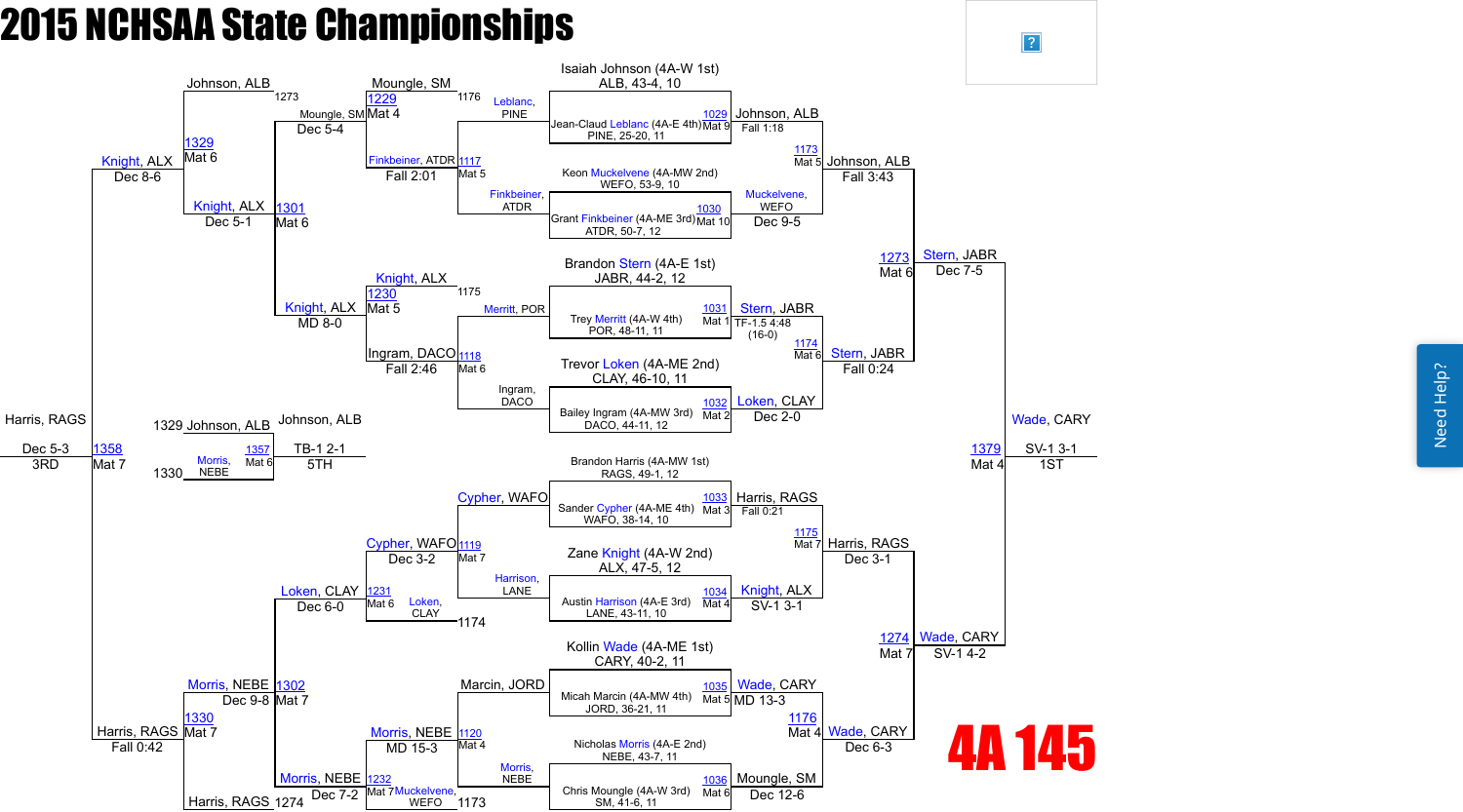# 2015 NCHSAA State Championships

# 4A 145

## Championship Bracket – First Round

| Bout | Mat | Wrestler | Winner | Result |
|---|---|---|---|---|
| 1029 | Mat 9 | Isaiah Johnson (4A-W 1st) ALB, 43-4, 10 vs Jean-Claud Leblanc (4A-E 4th) PINE, 25-20, 11 | Johnson, ALB | Fall 1:18 |
| 1030 | Mat 10 | Keon Muckelvene (4A-MW 2nd) WEFO, 53-9, 10 vs Grant Finkbeiner (4A-ME 3rd) ATDR, 50-7, 12 | Muckelvene, WEFO | Dec 9-5 |
| 1031 | Mat 1 | Brandon Stern (4A-E 1st) JABR, 44-2, 12 vs Trey Merritt (4A-W 4th) POR, 48-11, 11 | Stern, JABR | TF-1.5 4:48 (16-0) |
| 1032 | Mat 2 | Trevor Loken (4A-ME 2nd) CLAY, 46-10, 11 vs Bailey Ingram (4A-MW 3rd) DACO, 44-11, 12 | Loken, CLAY | Dec 2-0 |
| 1033 | Mat 3 | Brandon Harris (4A-MW 1st) RAGS, 49-1, 12 vs Sander Cypher (4A-ME 4th) WAFO, 38-14, 10 | Harris, RAGS | Fall 0:21 |
| 1034 | Mat 4 | Zane Knight (4A-W 2nd) ALX, 47-5, 12 vs Austin Harrison (4A-E 3rd) LANE, 43-11, 10 | Knight, ALX | SV-1 3-1 |
| 1035 | Mat 5 | Kollin Wade (4A-ME 1st) CARY, 40-2, 11 vs Micah Marcin (4A-MW 4th) JORD, 36-21, 11 | Wade, CARY | MD 13-3 |
| 1036 | Mat 6 | Nicholas Morris (4A-E 2nd) NEBE, 43-7, 11 vs Chris Moungle (4A-W 3rd) SM, 41-6, 11 | Moungle, SM | Dec 12-6 |

## Championship Bracket – Quarterfinals

| Bout | Mat | Winner | Result |
|---|---|---|---|
| 1173 | Mat 5 | Johnson, ALB | Fall 3:43 |
| 1174 | Mat 6 | Stern, JABR | Fall 0:24 |
| 1175 | Mat 7 | Harris, RAGS | Dec 3-1 |
| 1176 | Mat 4 | Wade, CARY | Dec 6-3 |

## Championship Bracket – Semifinals

| Bout | Mat | Winner | Result |
|---|---|---|---|
| 1273 | Mat 6 | Stern, JABR | Dec 7-5 |
| 1274 | Mat 7 | Wade, CARY | SV-1 4-2 |

## Championship Final

| Bout | Mat | Winner | Result | Place |
|---|---|---|---|---|
| 1379 | Mat 4 | Wade, CARY | SV-1 3-1 | 1ST |

## Consolation Bracket

| Bout | Mat | Wrestlers | Winner | Result |
|---|---|---|---|---|
| 1117 | Mat 5 | Leblanc, PINE vs Finkbeiner, ATDR | Finkbeiner, ATDR | Fall 2:01 |
| 1118 | Mat 6 | Merritt, POR vs Ingram, DACO | Ingram, DACO | Fall 2:46 |
| 1119 | Mat 7 | Cypher, WAFO vs Harrison, LANE | Cypher, WAFO | Dec 3-2 |
| 1120 | Mat 4 | Marcin, JORD vs Morris, NEBE | Morris, NEBE | MD 15-3 |
| 1229 | Mat 4 | Moungle, SM (1176) vs Finkbeiner, ATDR | Moungle, SM | Dec 5-4 |
| 1230 | Mat 5 | Knight, ALX (1175) vs Ingram, DACO | Knight, ALX | MD 8-0 |
| 1231 | Mat 6 | Cypher, WAFO vs Loken, CLAY (1174) | Loken, CLAY | Dec 6-0 |
| 1232 | Mat 7 | Morris, NEBE vs Muckelvene, WEFO (1173) | Morris, NEBE | Dec 7-2 |
| 1329 | Mat 6 | Johnson, ALB (1273) vs Moungle, SM | Johnson, ALB | Dec 5-4 |
| 1301 | Mat 6 | Knight, ALX vs Knight, ALX | Knight, ALX | Dec 5-1 |
| 1302 | Mat 7 | Loken, CLAY vs Morris, NEBE | Morris, NEBE | Dec 9-8 |
| 1330 | Mat 7 | Morris, NEBE vs Harris, RAGS (1274) | Harris, RAGS | Fall 0:42 |

## Consolation Semifinals and Placement

| Bout | Mat | Wrestlers | Winner | Result | Place |
|---|---|---|---|---|---|
| 1329 | Mat 6 | Knight, ALX vs Johnson, ALB | Knight, ALX | Dec 8-6 | |
| 1330 | Mat 7 | Morris, NEBE vs Harris, RAGS | Harris, RAGS | Fall 0:42 | |
| 1358 | Mat 7 | Knight, ALX vs Harris, RAGS | Harris, RAGS | Dec 5-3 | 3RD |
| 1357 | Mat 6 | Johnson, ALB (1329) vs Morris, NEBE (1330) | Johnson, ALB | TB-1 2-1 | 5TH |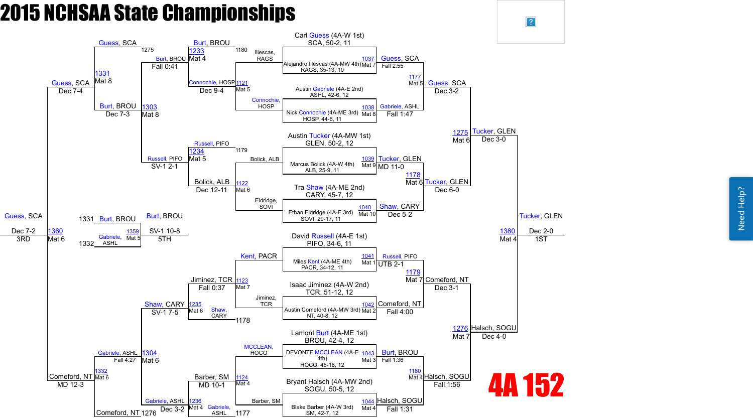# 2015 NCHSAA State Championships

## 4A 152

### Championship Bracket — First Round

| Match | Mat | Wrestler 1 | Wrestler 2 | Winner | Result |
| --- | --- | --- | --- | --- | --- |
| 1037 | Mat 7 | Carl Guess (4A-W 1st), SCA, 50-2, 11 | Alejandro Illescas (4A-MW 4th), RAGS, 35-13, 10 | Guess, SCA | Fall 2:55 |
| 1038 | Mat 8 | Austin Gabriele (4A-E 2nd), ASHL, 42-6, 12 | Nick Connochie (4A-ME 3rd), HOSP, 44-6, 11 | Gabriele, ASHL | Fall 1:47 |
| 1039 | Mat 9 | Austin Tucker (4A-MW 1st), GLEN, 50-2, 12 | Marcus Bolick (4A-W 4th), ALB, 25-9, 11 | Tucker, GLEN | MD 11-0 |
| 1040 | Mat 10 | Tra Shaw (4A-ME 2nd), CARY, 45-7, 12 | Ethan Eldridge (4A-E 3rd), SOVI, 29-17, 11 | Shaw, CARY | Dec 5-2 |
| 1041 | Mat 1 | David Russell (4A-E 1st), PIFO, 34-6, 11 | Miles Kent (4A-ME 4th), PACR, 34-12, 11 | Russell, PIFO | UTB 2-1 |
| 1042 | Mat 2 | Isaac Jiminez (4A-W 2nd), TCR, 51-12, 12 | Austin Comeford (4A-MW 3rd), NT, 40-8, 12 | Comeford, NT | Fall 4:00 |
| 1043 | Mat 3 | Lamont Burt (4A-ME 1st), BROU, 42-4, 12 | DEVONTE MCCLEAN (4A-E 4th), HOCO, 45-18, 12 | Burt, BROU | Fall 1:36 |
| 1044 | Mat 4 | Bryant Halsch (4A-MW 2nd), SOGU, 50-5, 12 | Blake Barber (4A-W 3rd), SM, 42-7, 12 | Halsch, SOGU | Fall 1:31 |

### Championship Bracket — Quarterfinals

| Match | Mat | Wrestler 1 | Wrestler 2 | Winner | Result |
| --- | --- | --- | --- | --- | --- |
| 1177 | Mat 5 | Guess, SCA | Gabriele, ASHL | Guess, SCA | Dec 3-2 |
| 1178 | Mat 6 | Tucker, GLEN | Shaw, CARY | Tucker, GLEN | Dec 6-0 |
| 1179 | Mat 7 | Russell, PIFO | Comeford, NT | Comeford, NT | Dec 3-1 |
| 1180 | Mat 4 | Burt, BROU | Halsch, SOGU | Halsch, SOGU | Fall 1:56 |

### Championship Bracket — Semifinals

| Match | Mat | Wrestler 1 | Wrestler 2 | Winner | Result |
| --- | --- | --- | --- | --- | --- |
| 1275 | Mat 6 | Guess, SCA | Tucker, GLEN | Tucker, GLEN | Dec 3-0 |
| 1276 | Mat 7 | Comeford, NT | Halsch, SOGU | Halsch, SOGU | Dec 4-0 |

### Championship Final

| Match | Mat | Wrestler 1 | Wrestler 2 | Winner | Result |
| --- | --- | --- | --- | --- | --- |
| 1380 | Mat 4 | Tucker, GLEN | Halsch, SOGU | Tucker, GLEN | Dec 2-0 — 1ST |

### Consolation Bracket — First Round

| Match | Mat | Wrestler 1 | Wrestler 2 | Winner | Result |
| --- | --- | --- | --- | --- | --- |
| 1121 | Mat 5 | Illescas, RAGS | Connochie, HOSP | Connochie, HOSP | Dec 9-4 |
| 1122 | Mat 6 | Bolick, ALB | Eldridge, SOVI | Bolick, ALB | Dec 12-11 |
| 1123 | Mat 7 | Kent, PACR | Jiminez, TCR | Jiminez, TCR | Fall 0:37 |
| 1124 | Mat 4 | MCCLEAN, HOCO | Barber, SM | Barber, SM | MD 10-1 |

### Consolation Bracket — Second Round

| Match | Mat | Wrestler 1 | Wrestler 2 | Winner | Result |
| --- | --- | --- | --- | --- | --- |
| 1233 | Mat 4 | Burt, BROU (1180) | Connochie, HOSP | Burt, BROU | Fall 0:41 |
| 1234 | Mat 5 | Russell, PIFO (1179) | Bolick, ALB | Russell, PIFO | SV-1 2-1 |
| 1235 | Mat 6 | Jiminez, TCR | Shaw, CARY (1178) | Shaw, CARY | SV-1 7-5 |
| 1236 | Mat 4 | Barber, SM | Gabriele, ASHL (1177) | Gabriele, ASHL | Dec 3-2 |

### Consolation Bracket — Quarterfinals

| Match | Mat | Wrestler 1 | Wrestler 2 | Winner | Result |
| --- | --- | --- | --- | --- | --- |
| 1303 | Mat 8 | Burt, BROU | Russell, PIFO | Burt, BROU | Dec 7-3 |
| 1304 | Mat 6 | Shaw, CARY | Gabriele, ASHL | Gabriele, ASHL | Fall 4:27 |

### Consolation Bracket — Semifinals

| Match | Mat | Wrestler 1 | Wrestler 2 | Winner | Result |
| --- | --- | --- | --- | --- | --- |
| 1331 | Mat 8 | Guess, SCA (1275) | Burt, BROU | Guess, SCA | Dec 7-4 |
| 1332 | Mat 6 | Gabriele, ASHL | Comeford, NT (1276) | Comeford, NT | MD 12-3 |

### Third Place

| Match | Mat | Wrestler 1 | Wrestler 2 | Winner | Result |
| --- | --- | --- | --- | --- | --- |
| 1360 | Mat 6 | Guess, SCA | Comeford, NT | Guess, SCA | Dec 7-2 — 3RD |

### Fifth Place

| Match | Mat | Wrestler 1 | Wrestler 2 | Winner | Result |
| --- | --- | --- | --- | --- | --- |
| 1359 | Mat 5 | Burt, BROU (1331) | Gabriele, ASHL (1332) | Burt, BROU | SV-1 10-8 — 5TH |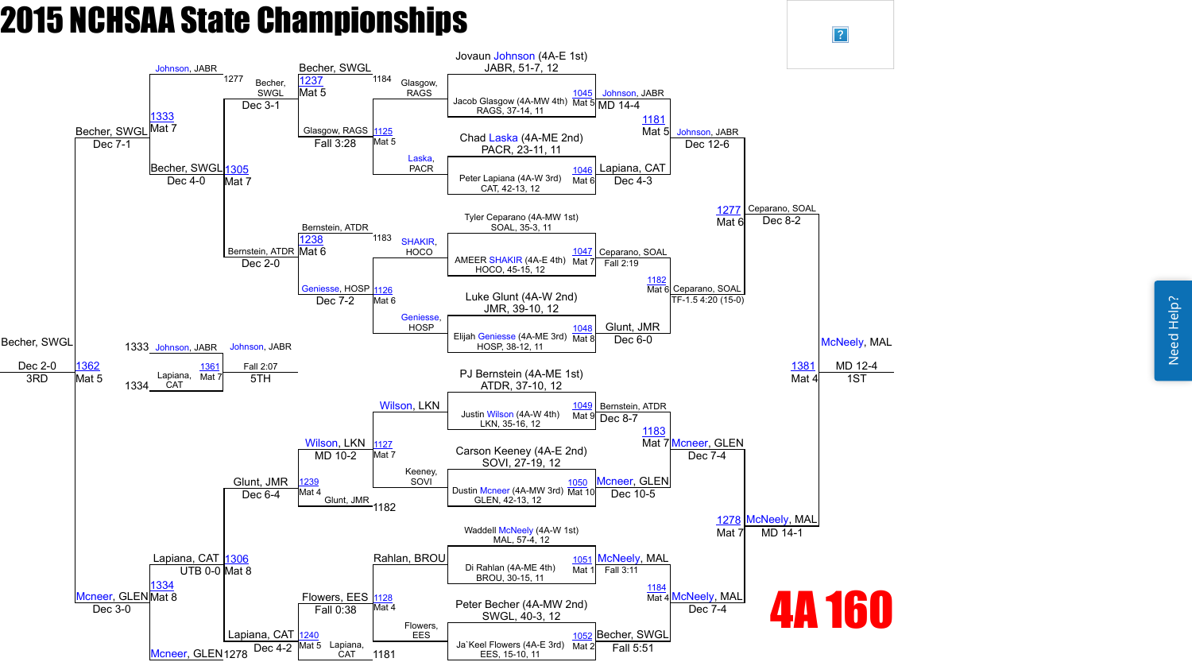# 2015 NCHSAA State Championships

## 4A 160

### Championship Bracket – First Round

| Bout | Mat | Wrestler 1 | Wrestler 2 | Winner | Result |
|---|---|---|---|---|---|
| 1045 | Mat 5 | Jovaun Johnson (4A-E 1st) JABR, 51-7, 12 | Jacob Glasgow (4A-MW 4th) RAGS, 37-14, 11 | Johnson, JABR | MD 14-4 |
| 1046 | Mat 6 | Chad Laska (4A-ME 2nd) PACR, 23-11, 11 | Peter Lapiana (4A-W 3rd) CAT, 42-13, 12 | Lapiana, CAT | Dec 4-3 |
| 1047 | Mat 7 | Tyler Ceparano (4A-MW 1st) SOAL, 35-3, 11 | AMEER SHAKIR (4A-E 4th) HOCO, 45-15, 12 | Ceparano, SOAL | Fall 2:19 |
| 1048 | Mat 8 | Luke Glunt (4A-W 2nd) JMR, 39-10, 12 | Elijah Geniesse (4A-ME 3rd) HOSP, 38-12, 11 | Glunt, JMR | Dec 6-0 |
| 1049 | Mat 9 | PJ Bernstein (4A-ME 1st) ATDR, 37-10, 12 | Justin Wilson (4A-W 4th) LKN, 35-16, 12 | Bernstein, ATDR | Dec 8-7 |
| 1050 | Mat 10 | Carson Keeney (4A-E 2nd) SOVI, 27-19, 12 | Dustin Mcneer (4A-MW 3rd) GLEN, 42-13, 12 | Mcneer, GLEN | Dec 10-5 |
| 1051 | Mat 1 | Waddell McNeely (4A-W 1st) MAL, 57-4, 12 | Di Rahlan (4A-ME 4th) BROU, 30-15, 11 | McNeely, MAL | Fall 3:11 |
| 1052 | Mat 2 | Peter Becher (4A-MW 2nd) SWGL, 40-3, 12 | Ja`Keel Flowers (4A-E 3rd) EES, 15-10, 11 | Becher, SWGL | Fall 5:51 |

### Championship Bracket – Quarterfinals

| Bout | Mat | Winner | Result |
|---|---|---|---|
| 1181 | Mat 5 | Johnson, JABR | Dec 12-6 |
| 1182 | Mat 6 | Ceparano, SOAL | TF-1.5 4:20 (15-0) |
| 1183 | Mat 7 | Mcneer, GLEN | Dec 7-4 |
| 1184 | Mat 4 | McNeely, MAL | Dec 7-4 |

### Championship Bracket – Semifinals

| Bout | Mat | Winner | Result |
|---|---|---|---|
| 1277 | Mat 6 | Ceparano, SOAL | Dec 8-2 |
| 1278 | Mat 7 | McNeely, MAL | MD 14-1 |

### Championship Final

| Bout | Mat | Winner | Result | Place |
|---|---|---|---|---|
| 1381 | Mat 4 | McNeely, MAL | MD 12-4 | 1ST |

### Consolation Bracket

| Bout | Mat | Wrestler 1 | Wrestler 2 | Winner | Result |
|---|---|---|---|---|---|
| 1125 | Mat 5 | Glasgow, RAGS | Laska, PACR | Glasgow, RAGS | Fall 3:28 |
| 1126 | Mat 6 | SHAKIR, HOCO | Geniesse, HOSP | Geniesse, HOSP | Dec 7-2 |
| 1127 | Mat 7 | Wilson, LKN | Keeney, SOVI | Wilson, LKN | MD 10-2 |
| 1128 | Mat 4 | Rahlan, BROU | Flowers, EES | Flowers, EES | Fall 0:38 |
| 1237 | Mat 5 | Becher, SWGL (1184) | Glasgow, RAGS | Becher, SWGL | Dec 3-1 |
| 1238 | Mat 6 | Bernstein, ATDR (1183) | Geniesse, HOSP | Bernstein, ATDR | Dec 2-0 |
| 1239 | Mat 4 | Wilson, LKN | Glunt, JMR (1182) | Glunt, JMR | Dec 6-4 |
| 1240 | Mat 5 | Flowers, EES | Lapiana, CAT (1181) | Lapiana, CAT | Dec 4-2 |
| 1305 | Mat 7 | Johnson, JABR (1277) | Becher, SWGL | Becher, SWGL | Dec 4-0 |
| 1306 | Mat 8 | Glunt, JMR | Lapiana, CAT | Lapiana, CAT | UTB 0-0 |
| 1333 | Mat 7 | Johnson, JABR | Becher, SWGL | Becher, SWGL | Dec 7-1 |
| 1334 | Mat 8 | Lapiana, CAT | Mcneer, GLEN (1278) | Mcneer, GLEN | Dec 3-0 |

### 3rd Place

| Bout | Mat | Wrestler 1 | Wrestler 2 | Winner | Result | Place |
|---|---|---|---|---|---|---|
| 1362 | Mat 5 | Becher, SWGL | Mcneer, GLEN | Becher, SWGL | Dec 2-0 | 3RD |

### 5th Place

| Bout | Mat | Wrestler 1 | Wrestler 2 | Winner | Result | Place |
|---|---|---|---|---|---|---|
| 1361 | Mat 7 | Johnson, JABR (1333) | Lapiana, CAT (1334) | Johnson, JABR | Fall 2:07 | 5TH |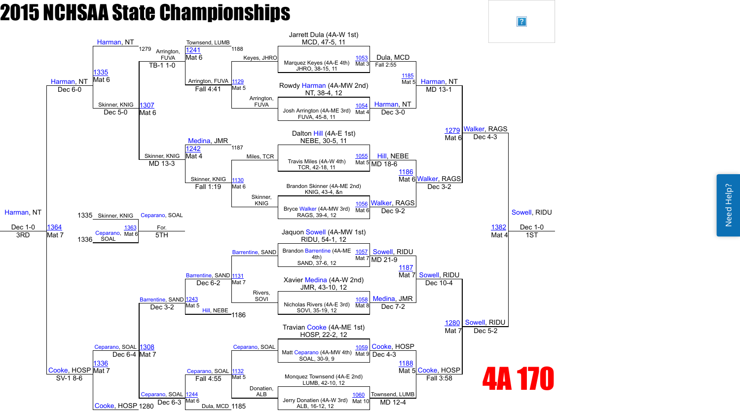# 2015 NCHSAA State Championships

## 4A 170

### Championship Bracket

**Upper half**

| Bout | Match | Result |
|---|---|---|
| 1053 (Mat 3) | Jarrett Dula (4A-W 1st) MCD, 47-5, 11 vs. Marquez Keyes (4A-E 4th) JHRO, 38-15, 11 | Dula, MCD — Fall 2:55 |
| 1054 (Mat 4) | Rowdy Harman (4A-MW 2nd) NT, 38-4, 12 vs. Josh Arrington (4A-ME 3rd) FUVA, 45-8, 11 | Harman, NT — Dec 3-0 |
| 1055 (Mat 5) | Dalton Hill (4A-E 1st) NEBE, 30-5, 11 vs. Travis Miles (4A-W 4th) TCR, 42-18, 11 | Hill, NEBE — MD 18-6 |
| 1056 (Mat 6) | Brandon Skinner (4A-ME 2nd) KNIG, 43-4, &n vs. Bryce Walker (4A-MW 3rd) RAGS, 39-4, 12 | Walker, RAGS — Dec 9-2 |
| 1185 (Mat 5) | Dula, MCD vs. Harman, NT | Harman, NT — MD 13-1 |
| 1186 (Mat 6) | Hill, NEBE vs. Walker, RAGS | Walker, RAGS — Dec 3-2 |
| 1279 (Mat 6) | Harman, NT vs. Walker, RAGS | Walker, RAGS — Dec 4-3 |

**Lower half**

| Bout | Match | Result |
|---|---|---|
| 1057 (Mat 7) | Jaquon Sowell (4A-MW 1st) RIDU, 54-1, 12 vs. Brandon Barrentine (4A-ME 4th) SAND, 37-6, 12 | Sowell, RIDU — MD 21-9 |
| 1058 (Mat 8) | Xavier Medina (4A-W 2nd) JMR, 43-10, 12 vs. Nicholas Rivers (4A-E 3rd) SOVI, 35-19, 12 | Medina, JMR — Dec 7-2 |
| 1059 (Mat 9) | Travian Cooke (4A-ME 1st) HOSP, 22-2, 12 vs. Matt Ceparano (4A-MW 4th) SOAL, 30-9, 9 | Cooke, HOSP — Dec 4-3 |
| 1060 (Mat 10) | Monquez Townsend (4A-E 2nd) LUMB, 42-10, 12 vs. Jerry Donatien (4A-W 3rd) ALB, 16-12, 12 | Townsend, LUMB — MD 12-4 |
| 1187 (Mat 7) | Sowell, RIDU vs. Medina, JMR | Sowell, RIDU — Dec 10-4 |
| 1188 (Mat 5) | Cooke, HOSP vs. Townsend, LUMB | Cooke, HOSP — Fall 3:58 |
| 1280 (Mat 7) | Sowell, RIDU vs. Cooke, HOSP | Sowell, RIDU — Dec 5-2 |

**Final**

| Bout | Match | Result |
|---|---|---|
| 1382 (Mat 4) | Walker, RAGS vs. Sowell, RIDU | Sowell, RIDU — Dec 1-0 — **1ST** |

### Consolation Bracket

| Bout | Match | Result |
|---|---|---|
| 1129 (Mat 5) | Keyes, JHRO vs. Arrington, FUVA | Arrington, FUVA — Fall 4:41 |
| 1130 (Mat 6) | Miles, TCR vs. Skinner, KNIG | Skinner, KNIG — Fall 1:19 |
| 1131 (Mat 7) | Barrentine, SAND vs. Rivers, SOVI | Barrentine, SAND — Dec 6-2 |
| 1132 (Mat 5) | Ceparano, SOAL vs. Donatien, ALB | Ceparano, SOAL — Fall 4:55 |
| 1241 (Mat 6) | Townsend, LUMB (1188) vs. Arrington, FUVA | Arrington, FUVA — TB-1 1-0 |
| 1242 (Mat 4) | Medina, JMR (1187) vs. Skinner, KNIG | Skinner, KNIG — MD 13-3 |
| 1243 (Mat 5) | Barrentine, SAND vs. Hill, NEBE (1186) | Barrentine, SAND — Dec 3-2 |
| 1244 (Mat 6) | Ceparano, SOAL vs. Dula, MCD (1185) | Ceparano, SOAL — Dec 6-3 |
| 1307 (Mat 6) | Arrington, FUVA vs. Skinner, KNIG | Skinner, KNIG — Dec 5-2 |
| 1308 (Mat 7) | Barrentine, SAND vs. Ceparano, SOAL | Ceparano, SOAL — Dec 6-4 |
| 1335 (Mat 6) | Harman, NT (1279) vs. Skinner, KNIG | Harman, NT — Dec 6-0 |
| 1336 (Mat 7) | Ceparano, SOAL vs. Cooke, HOSP (1280) | Cooke, HOSP — SV-1 8-6 |
| 1363 (Mat 6) | Skinner, KNIG (1335) vs. Ceparano, SOAL (1336) | Ceparano, SOAL — For. — **5TH** |
| 1364 (Mat 7) | Harman, NT vs. Cooke, HOSP | Harman, NT — Dec 1-0 — **3RD** |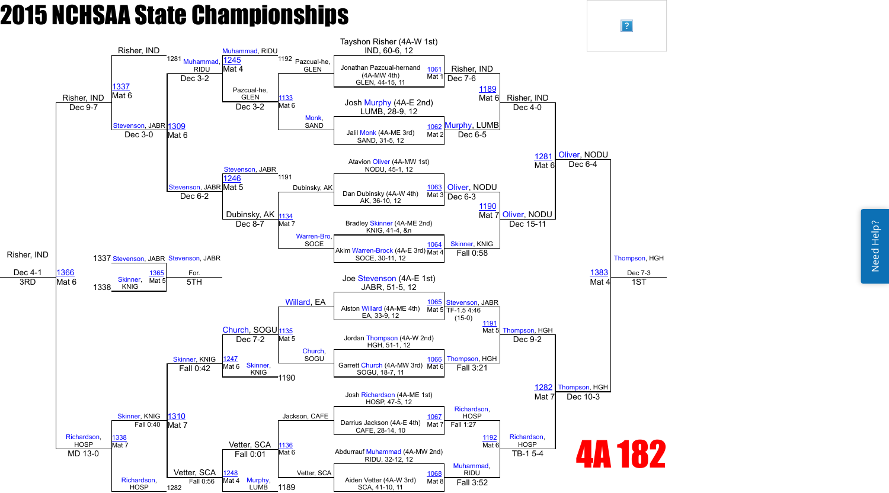# 2015 NCHSAA State Championships

## 4A 182

### Championship Bracket – First Round

| Bout | Mat | Wrestler | Wrestler | Winner | Result |
|---|---|---|---|---|---|
| 1061 | Mat 1 | Tayshon Risher (4A-W 1st) IND, 60-6, 12 | Jonathan Pazcual-hernand (4A-MW 4th) GLEN, 44-15, 11 | Risher, IND | Dec 7-6 |
| 1062 | Mat 2 | Josh Murphy (4A-E 2nd) LUMB, 28-9, 12 | Jalil Monk (4A-ME 3rd) SAND, 31-5, 12 | Murphy, LUMB | Dec 6-5 |
| 1063 | Mat 3 | Atavion Oliver (4A-MW 1st) NODU, 45-1, 12 | Dan Dubinsky (4A-W 4th) AK, 36-10, 12 | Oliver, NODU | Dec 6-3 |
| 1064 | Mat 4 | Bradley Skinner (4A-ME 2nd) KNIG, 41-4, &n | Akim Warren-Brock (4A-E 3rd) SOCE, 30-11, 12 | Skinner, KNIG | Fall 0:58 |
| 1065 | Mat 5 | Joe Stevenson (4A-E 1st) JABR, 51-5, 12 | Alston Willard (4A-ME 4th) EA, 33-9, 12 | Stevenson, JABR | TF-1.5 4:46 (15-0) |
| 1066 | Mat 6 | Jordan Thompson (4A-W 2nd) HGH, 51-1, 12 | Garrett Church (4A-MW 3rd) SOGU, 18-7, 11 | Thompson, HGH | Fall 3:21 |
| 1067 | Mat 7 | Josh Richardson (4A-ME 1st) HOSP, 47-5, 12 | Darrius Jackson (4A-E 4th) CAFE, 28-14, 10 | Richardson, HOSP | Fall 1:27 |
| 1068 | Mat 8 | Abdurrauf Muhammad (4A-MW 2nd) RIDU, 32-12, 12 | Aiden Vetter (4A-W 3rd) SCA, 41-10, 11 | Muhammad, RIDU | Fall 3:52 |

### Championship Semifinals

| Bout | Mat | Wrestler | Wrestler | Winner | Result |
|---|---|---|---|---|---|
| 1189 | Mat 6 | Risher, IND | Murphy, LUMB | Risher, IND | Dec 4-0 |
| 1190 | Mat 7 | Oliver, NODU | Skinner, KNIG | Oliver, NODU | Dec 15-11 |
| 1191 | Mat 5 | Stevenson, JABR | Thompson, HGH | Thompson, HGH | Dec 9-2 |
| 1192 | Mat 6 | Richardson, HOSP | Muhammad, RIDU | Richardson, HOSP | TB-1 5-4 |

### Championship Finals

| Bout | Mat | Wrestler | Wrestler | Winner | Result |
|---|---|---|---|---|---|
| 1281 | Mat 6 | Risher, IND | Oliver, NODU | Oliver, NODU | Dec 6-4 |
| 1282 | Mat 7 | Thompson, HGH | Richardson, HOSP | Thompson, HGH | Dec 10-3 |
| 1383 | Mat 4 | Oliver, NODU | Thompson, HGH | Thompson, HGH | Dec 7-3 (1ST) |

### Consolation Bracket

| Bout | Mat | Wrestler | Wrestler | Winner | Result |
|---|---|---|---|---|---|
| 1133 | Mat 6 | Pazcual-he, GLEN (L 1192) | Monk, SAND | Pazcual-he, GLEN | Dec 3-2 |
| 1134 | Mat 7 | Dubinsky, AK (L 1191) | Warren-Bro, SOCE | Dubinsky, AK | Dec 8-7 |
| 1135 | Mat 5 | Willard, EA | Church, SOGU | Church, SOGU | Dec 7-2 |
| 1136 | Mat 6 | Jackson, CAFE | Vetter, SCA (L 1189) | Vetter, SCA | Fall 0:01 |
| 1245 | Mat 4 | Muhammad, RIDU | Pazcual-he, GLEN | Muhammad, RIDU | Dec 3-2 |
| 1246 | Mat 5 | Stevenson, JABR | Dubinsky, AK | Stevenson, JABR | Dec 6-2 |
| 1247 | Mat 6 | Church, SOGU | Skinner, KNIG (L 1190) | Skinner, KNIG | Fall 0:42 |
| 1248 | Mat 4 | Vetter, SCA | Murphy, LUMB | Vetter, SCA | Fall 0:56 |
| 1309 | Mat 6 | Muhammad, RIDU (L 1281) | Stevenson, JABR | Stevenson, JABR | Dec 3-0 |
| 1310 | Mat 7 | Skinner, KNIG | Vetter, SCA (L 1282) | Skinner, KNIG | Fall 0:40 |
| 1337 | Mat 6 | Risher, IND | Stevenson, JABR | Risher, IND | Dec 9-7 |
| 1338 | Mat 7 | Skinner, KNIG | Richardson, HOSP | Richardson, HOSP | MD 13-0 |

### Placement Bouts

| Bout | Mat | Wrestler | Wrestler | Winner | Result |
|---|---|---|---|---|---|
| 1366 | Mat 6 | Risher, IND | Richardson, HOSP | Risher, IND | Dec 4-1 (3RD) |
| 1365 | Mat 5 | Stevenson, JABR (L 1337) | Skinner, KNIG (L 1338) | Stevenson, JABR | For. (5TH) |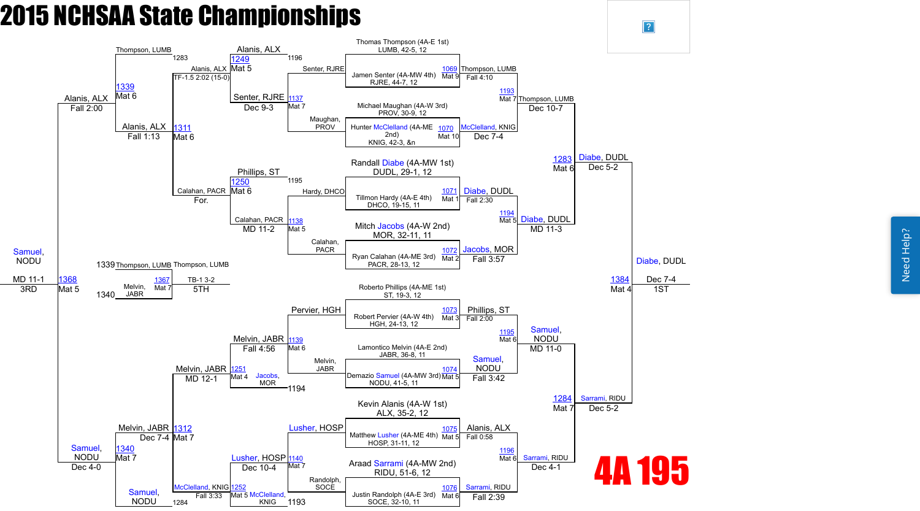# 2015 NCHSAA State Championships

## 4A 195

### Championship Bracket — First Round

| Bout | Mat | Wrestler 1 | Wrestler 2 | Winner | Result |
|---|---|---|---|---|---|
| 1069 | Mat 9 | Thomas Thompson (4A-E 1st) LUMB, 42-5, 12 | Jamen Senter (4A-MW 4th) RJRE, 44-7, 12 | Thompson, LUMB | Fall 4:10 |
| 1070 | Mat 10 | Michael Maughan (4A-W 3rd) PROV, 30-9, 12 | Hunter McClelland (4A-ME 2nd) KNIG, 42-3, &n | McClelland, KNIG | Dec 7-4 |
| 1071 | Mat 1 | Randall Diabe (4A-MW 1st) DUDL, 29-1, 12 | Tillmon Hardy (4A-E 4th) DHCO, 19-15, 11 | Diabe, DUDL | Fall 2:30 |
| 1072 | Mat 2 | Mitch Jacobs (4A-W 2nd) MOR, 32-11, 11 | Ryan Calahan (4A-ME 3rd) PACR, 28-13, 12 | Jacobs, MOR | Fall 3:57 |
| 1073 | Mat 3 | Roberto Phillips (4A-ME 1st) ST, 19-3, 12 | Robert Pervier (4A-W 4th) HGH, 24-13, 12 | Phillips, ST | Fall 2:00 |
| 1074 | Mat 5 | Lamontico Melvin (4A-E 2nd) JABR, 36-8, 11 | Demazio Samuel (4A-MW 3rd) NODU, 41-5, 11 | Samuel, NODU | Fall 3:42 |
| 1075 | Mat 5 | Kevin Alanis (4A-W 1st) ALX, 35-2, 12 | Matthew Lusher (4A-ME 4th) HOSP, 31-11, 12 | Alanis, ALX | Fall 0:58 |
| 1076 | Mat 6 | Araad Sarrami (4A-MW 2nd) RIDU, 51-6, 12 | Justin Randolph (4A-E 3rd) SOCE, 32-10, 11 | Sarrami, RIDU | Fall 2:39 |

### Championship Bracket — Semifinals

| Bout | Mat | Wrestler 1 | Wrestler 2 | Winner | Result |
|---|---|---|---|---|---|
| 1193 | Mat 7 | Thompson, LUMB | McClelland, KNIG | Thompson, LUMB | Dec 10-7 |
| 1194 | Mat 5 | Diabe, DUDL | Jacobs, MOR | Diabe, DUDL | MD 11-3 |
| 1195 | Mat 6 | Phillips, ST | Samuel, NODU | Samuel, NODU | MD 11-0 |
| 1196 | Mat 6 | Alanis, ALX | Sarrami, RIDU | Sarrami, RIDU | Dec 4-1 |

### Championship Final

| Bout | Mat | Wrestler 1 | Wrestler 2 | Winner | Result |
|---|---|---|---|---|---|
| 1283 | Mat 6 | Thompson, LUMB | Diabe, DUDL | Diabe, DUDL | Dec 5-2 |
| 1284 | Mat 7 | Samuel, NODU | Sarrami, RIDU | Sarrami, RIDU | Dec 5-2 |
| 1384 | Mat 4 | Diabe, DUDL | Sarrami, RIDU | Diabe, DUDL | Dec 7-4 (1ST) |

### Consolation Bracket

| Bout | Mat | Wrestler 1 | Wrestler 2 | Winner | Result |
|---|---|---|---|---|---|
| 1137 | Mat 7 | Senter, RJRE | Maughan, PROV | Senter, RJRE | Dec 9-3 |
| 1138 | Mat 5 | Hardy, DHCO | Calahan, PACR | Calahan, PACR | MD 11-2 |
| 1139 | Mat 6 | Pervier, HGH | Melvin, JABR | Melvin, JABR | Fall 4:56 |
| 1140 | Mat 7 | Lusher, HOSP | Randolph, SOCE | Lusher, HOSP | Dec 10-4 |
| 1249 | Mat 5 | Alanis, ALX (1196) | Senter, RJRE | Alanis, ALX | TF-1.5 2:02 (15-0) |
| 1250 | Mat 6 | Phillips, ST (1195) | Calahan, PACR | Calahan, PACR | For. |
| 1251 | Mat 4 | Melvin, JABR | Jacobs, MOR (1194) | Melvin, JABR | MD 12-1 |
| 1252 | Mat 5 | Lusher, HOSP | McClelland, KNIG (1193) | McClelland, KNIG | Fall 3:33 |
| 1311 | Mat 6 | Alanis, ALX | Calahan, PACR | Alanis, ALX | Fall 1:13 |
| 1312 | Mat 7 | Melvin, JABR | McClelland, KNIG | Melvin, JABR | Dec 7-4 |
| 1339 | Mat 6 | Thompson, LUMB (1283) | Alanis, ALX | Alanis, ALX | Fall 2:00 |
| 1340 | Mat 7 | Melvin, JABR | Samuel, NODU (1284) | Samuel, NODU | Dec 4-0 |
| 1368 | Mat 5 | Alanis, ALX | Samuel, NODU | Samuel, NODU | MD 11-1 (3RD) |
| 1367 | Mat 7 | Thompson, LUMB (1339) | Melvin, JABR (1340) | Thompson, LUMB | TB-1 3-2 (5TH) |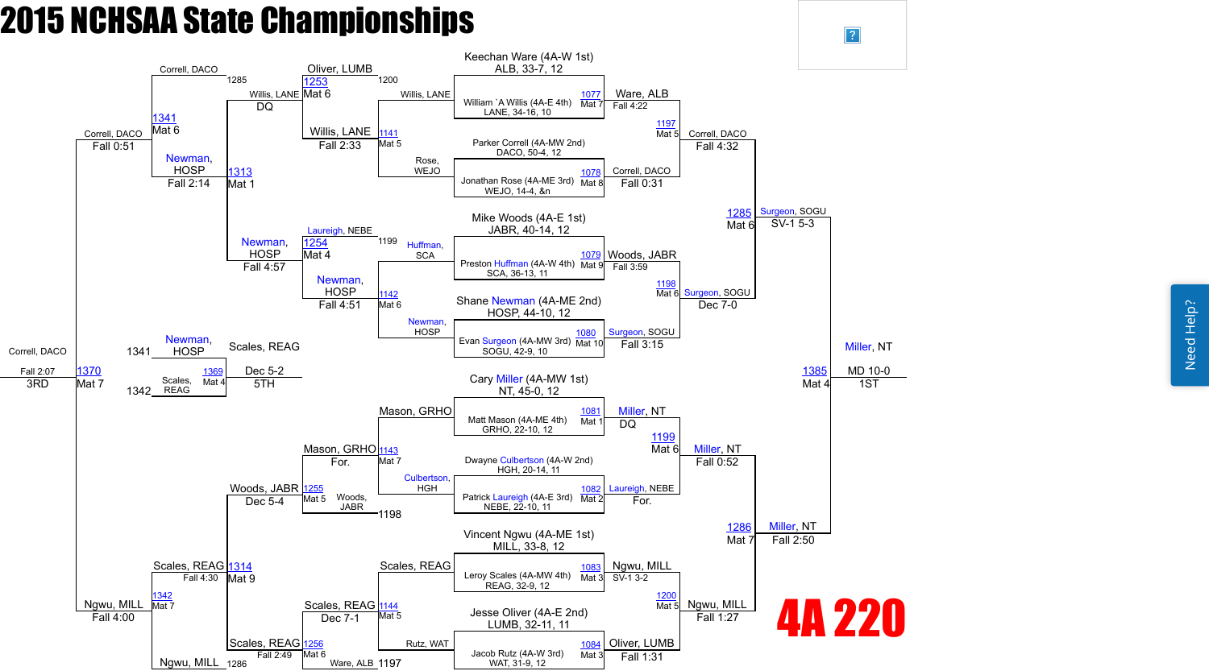# 2015 NCHSAA State Championships

## 4A 220

### Championship Bracket

**Top Half**

| Wrestler | Result |
|---|---|
| Keechan Ware (4A-W 1st) ALB, 33-7, 12 | |
| William `A Willis (4A-E 4th) LANE, 34-16, 10 | 1077 Mat 7 — Ware, ALB Fall 4:22 |
| Parker Correll (4A-MW 2nd) DACO, 50-4, 12 | |
| Jonathan Rose (4A-ME 3rd) WEJO, 14-4, &n | 1078 Mat 8 — Correll, DACO Fall 0:31 |
| Mike Woods (4A-E 1st) JABR, 40-14, 12 | |
| Preston Huffman (4A-W 4th) SCA, 36-13, 11 | 1079 Mat 9 — Woods, JABR Fall 3:59 |
| Shane Newman (4A-ME 2nd) HOSP, 44-10, 12 | |
| Evan Surgeon (4A-MW 3rd) SOGU, 42-9, 10 | 1080 Mat 10 — Surgeon, SOGU Fall 3:15 |

- 1197 Mat 5 — Correll, DACO Fall 4:32
- 1198 Mat 6 — Surgeon, SOGU Dec 7-0
- 1285 Mat 6 — Surgeon, SOGU SV-1 5-3

**Bottom Half**

| Wrestler | Result |
|---|---|
| Cary Miller (4A-MW 1st) NT, 45-0, 12 | |
| Matt Mason (4A-ME 4th) GRHO, 22-10, 12 | 1081 Mat 1 — Miller, NT DQ |
| Dwayne Culbertson (4A-W 2nd) HGH, 20-14, 11 | |
| Patrick Laureigh (4A-E 3rd) NEBE, 22-10, 11 | 1082 Mat 2 — Laureigh, NEBE For. |
| Vincent Ngwu (4A-ME 1st) MILL, 33-8, 12 | |
| Leroy Scales (4A-MW 4th) REAG, 32-9, 12 | 1083 Mat 3 — Ngwu, MILL SV-1 3-2 |
| Jesse Oliver (4A-E 2nd) LUMB, 32-11, 11 | |
| Jacob Rutz (4A-W 3rd) WAT, 31-9, 12 | 1084 Mat 3 — Oliver, LUMB Fall 1:31 |

- 1199 Mat 6 — Miller, NT Fall 0:52
- 1200 Mat 5 — Ngwu, MILL Fall 1:27
- 1286 Mat 7 — Miller, NT Fall 2:50

**Final:** 1385 Mat 4 — Miller, NT MD 10-0 — 1ST

### Consolation Bracket

| Bout | Matchup | Result |
|---|---|---|
| 1141 Mat 5 | Willis, LANE vs Rose, WEJO | Willis, LANE Fall 2:33 |
| 1142 Mat 6 | Huffman, SCA vs Newman, HOSP | Newman, HOSP Fall 4:51 |
| 1143 Mat 7 | Mason, GRHO vs Culbertson, HGH | Mason, GRHO For. |
| 1144 Mat 5 | Scales, REAG vs Rutz, WAT | Scales, REAG Dec 7-1 |
| 1253 Mat 6 | Oliver, LUMB (L1200) vs Willis, LANE | Willis, LANE DQ |
| 1254 Mat 4 | Laureigh, NEBE (L1199) vs Newman, HOSP | Newman, HOSP Fall 4:57 |
| 1255 Mat 5 | Mason, GRHO vs Woods, JABR (L1198) | Woods, JABR Dec 5-4 |
| 1256 Mat 6 | Scales, REAG vs Ware, ALB (L1197) | Scales, REAG Fall 2:49 |
| 1313 Mat 1 | Willis, LANE vs Newman, HOSP | Newman, HOSP Fall 2:14 |
| 1314 Mat 9 | Woods, JABR vs Scales, REAG | Scales, REAG Fall 4:30 |
| 1341 Mat 6 | Correll, DACO (L1285) vs Newman, HOSP | Correll, DACO Fall 0:51 |
| 1342 Mat 7 | Scales, REAG vs Ngwu, MILL (L1286) | Ngwu, MILL Fall 4:00 |
| 1370 Mat 7 | Correll, DACO vs Ngwu, MILL | Correll, DACO Fall 2:07 — 3RD |
| 1369 Mat 4 | Newman, HOSP (L1341) vs Scales, REAG (L1342) | Scales, REAG Dec 5-2 — 5TH |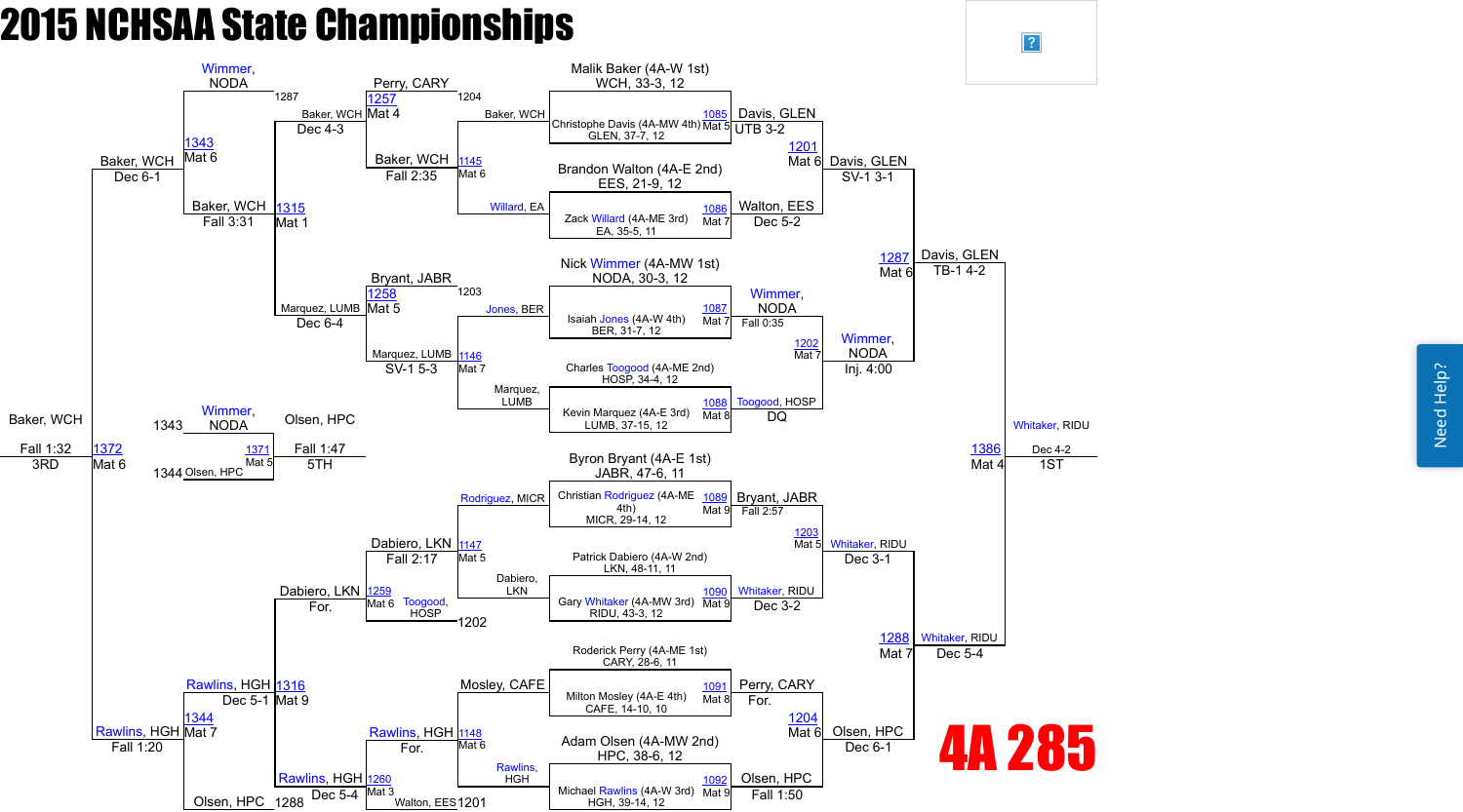# 2015 NCHSAA State Championships

4A 285

Malik Baker (4A-W 1st)
WCH, 33-3, 12

Christophe Davis (4A-MW 4th)
GLEN, 37-7, 12

1085 Mat 5

Davis, GLEN
UTB 3-2

Baker, WCH

1204

Perry, CARY
1257 Mat 4

Baker, WCH
Dec 4-3

1287

Wimmer, NODA

1343 Mat 6

Baker, WCH
Dec 6-1

Baker, WCH
Fall 2:35

1145 Mat 6

Brandon Walton (4A-E 2nd)
EES, 21-9, 12

Willard, EA

Zack Willard (4A-ME 3rd)
EA, 35-5, 11

1086 Mat 7

Walton, EES
Dec 5-2

1201 Mat 6

Davis, GLEN
SV-1 3-1

Baker, WCH
Fall 3:31

1315 Mat 1

1287 Mat 6

Davis, GLEN
TB-1 4-2

Nick Wimmer (4A-MW 1st)
NODA, 30-3, 12

Jones, BER

Isaiah Jones (4A-W 4th)
BER, 31-7, 12

1087 Mat 7

Wimmer, NODA
Fall 0:35

Bryant, JABR
1258 Mat 5

1203

Marquez, LUMB
Dec 6-4

Marquez, LUMB
SV-1 5-3

1146 Mat 7

Charles Toogood (4A-ME 2nd)
HOSP, 34-4, 12

Marquez, LUMB

Kevin Marquez (4A-E 3rd)
LUMB, 37-15, 12

1088 Mat 8

Toogood, HOSP
DQ

1202 Mat 7

Wimmer, NODA
Inj. 4:00

Baker, WCH
Fall 1:32
3RD

1372 Mat 6

1343 Wimmer, NODA

1371 Mat 5

1344 Olsen, HPC

Olsen, HPC
Fall 1:47
5TH

1386 Mat 4

Whitaker, RIDU
Dec 4-2
1ST

Byron Bryant (4A-E 1st)
JABR, 47-6, 11

Rodriguez, MICR

Christian Rodriguez (4A-ME 4th)
MICR, 29-14, 12

1089 Mat 9

Bryant, JABR
Fall 2:57

Dabiero, LKN
Fall 2:17

1147 Mat 5

Patrick Dabiero (4A-W 2nd)
LKN, 48-11, 11

Dabiero, LKN

Gary Whitaker (4A-MW 3rd)
RIDU, 43-3, 12

1090 Mat 9

Whitaker, RIDU
Dec 3-2

1203 Mat 5

Whitaker, RIDU
Dec 3-1

Dabiero, LKN
For.

1259 Mat 6

Toogood, HOSP

1202

1288 Mat 7

Whitaker, RIDU
Dec 5-4

Rawlins, HGH
Dec 5-1

1316 Mat 9

1344 Mat 7

Rawlins, HGH
Fall 1:20

Roderick Perry (4A-ME 1st)
CARY, 28-6, 11

Mosley, CAFE

Milton Mosley (4A-E 4th)
CAFE, 14-10, 10

1091 Mat 8

Perry, CARY
For.

Rawlins, HGH
For.

1148 Mat 6

Adam Olsen (4A-MW 2nd)
HPC, 38-6, 12

Rawlins, HGH

Michael Rawlins (4A-W 3rd)
HGH, 39-14, 12

1092 Mat 9

Olsen, HPC
Fall 1:50

1204 Mat 6

Olsen, HPC
Dec 6-1

Rawlins, HGH
Dec 5-4

1260 Mat 3

Walton, EES

1201

Olsen, HPC

1288